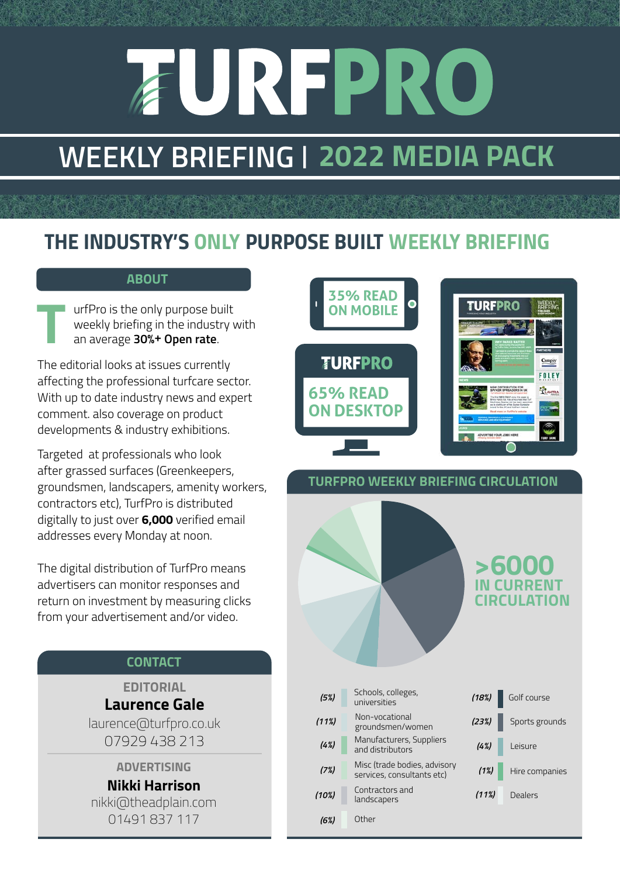# TURFPRO

## WEEKLY BRIEFING | 2022 MEDIA PACK

## THE INDUSTRY'S ONLY PURPOSE BUILT WEEKLY BRIEFING

### ABOUT

TurfPro is the only purpose built weekly briefing in the industry with an average **30%+ Open rate**.

The editorial looks at issues currently affecting the professional turfcare sector. With up to date industry news and expert comment. also coverage on product developments & industry exhibitions.

Targeted at professionals who look after grassed surfaces (Greenkeepers, groundsmen, landscapers, amenity workers, contractors etc), TurfPro is distributed digitally to just over **6,000** verified email addresses every Monday at noon.

The digital distribution of TurfPro means advertisers can monitor responses and return on investment by measuring clicks from your advertisement and/or video.

**35% READ ON MOBILE**

**65% READ ON DESKTOP**

### TURFPRO WEEKLY BRIEFING CIRCULATION

**>6000 IN CURRENT CIRCULATION**

| Share | Category | Share | Category |
|---|---|---|---|
| (5%) | Schools, colleges, universities | (18%) | Golf course |
| (11%) | Non-vocational groundsmen/women | (23%) | Sports grounds |
| (4%) | Manufacturers, Suppliers and distributors | (4%) | Leisure |
| (7%) | Misc (trade bodies, advisory services, consultants etc) | (1%) | Hire companies |
| (10%) | Contractors and landscapers | (11%) | Dealers |
| (6%) | Other | | |

### CONTACT

**EDITORIAL**
**Laurence Gale**
laurence@turfpro.co.uk
07929 438 213

**ADVERTISING**
**Nikki Harrison**
nikki@theadplain.com
01491 837 117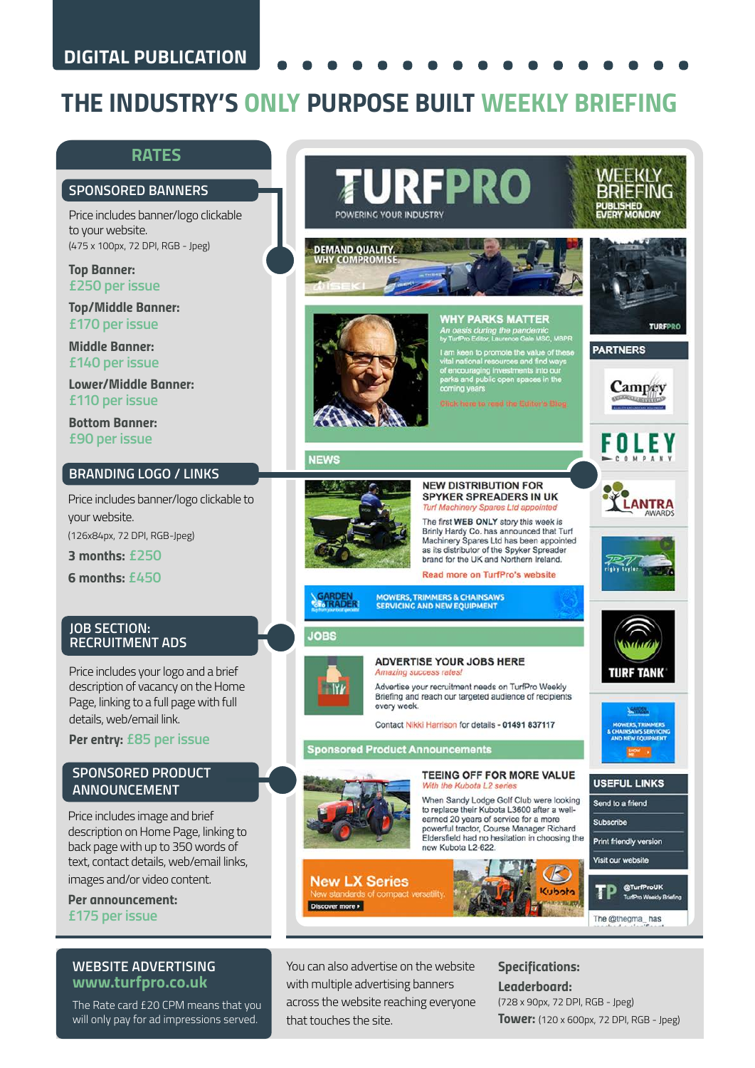DIGITAL PUBLICATION

# THE INDUSTRY'S ONLY PURPOSE BUILT WEEKLY BRIEFING

## RATES

### SPONSORED BANNERS

Price includes banner/logo clickable to your website.
(475 x 100px, 72 DPI, RGB - Jpeg)

**Top Banner:**
£250 per issue

**Top/Middle Banner:**
£170 per issue

**Middle Banner:**
£140 per issue

**Lower/Middle Banner:**
£110 per issue

**Bottom Banner:**
£90 per issue

### BRANDING LOGO / LINKS

Price includes banner/logo clickable to your website.
(126x84px, 72 DPI, RGB-Jpeg)

**3 months:** £250

**6 months:** £450

### JOB SECTION: RECRUITMENT ADS

Price includes your logo and a brief description of vacancy on the Home Page, linking to a full page with full details, web/email link.

**Per entry:** £85 per issue

### SPONSORED PRODUCT ANNOUNCEMENT

Price includes image and brief description on Home Page, linking to back page with up to 350 words of text, contact details, web/email links, images and/or video content.

**Per announcement:**
£175 per issue

TURFPRO
POWERING YOUR INDUSTRY

WEEKLY BRIEFING
PUBLISHED EVERY MONDAY

DEMAND QUALITY. WHY COMPROMISE.

WHY PARKS MATTER
*An oasis during the pandemic*
by TurfPro Editor, Laurence Gale MSc, MBPR

I am keen to promote the value of these vital national resources and find ways of encouraging investments into our parks and public open spaces in the coming years

Click here to read the Editor's Blog

PARTNERS

NEWS

NEW DISTRIBUTION FOR SPYKER SPREADERS IN UK
*Turf Machinery Spares Ltd appointed*

The first **WEB ONLY** story this week is Brinly Hardy Co. has announced that Turf Machinery Spares Ltd has been appointed as its distributor of the Spyker Spreader brand for the UK and Northern Ireland.

Read more on TurfPro's website

MOWERS, TRIMMERS & CHAINSAWS SERVICING AND NEW EQUIPMENT

JOBS

ADVERTISE YOUR JOBS HERE
*Amazing success rates!*

Advertise your recruitment needs on TurfPro Weekly Briefing and reach our targeted audience of recipients every week.

Contact Nikki Harrison for details - 01491 837117

Sponsored Product Announcements

TEEING OFF FOR MORE VALUE
*With the Kubota L2 series*

When Sandy Lodge Golf Club were looking to replace their Kubota L3600 after a well-earned 20 years of service for a more powerful tractor, Course Manager Richard Eldersfield had no hesitation in choosing the new Kubota L2-622.

New LX Series
New standards of compact versatility.
Discover more

USEFUL LINKS
- Send to a friend
- Subscribe
- Print friendly version
- Visit our website

### WEBSITE ADVERTISING
**www.turfpro.co.uk**

The Rate card £20 CPM means that you will only pay for ad impressions served.

You can also advertise on the website with multiple advertising banners across the website reaching everyone that touches the site.

**Specifications:**

**Leaderboard:**
(728 x 90px, 72 DPI, RGB - Jpeg)

**Tower:** (120 x 600px, 72 DPI, RGB - Jpeg)